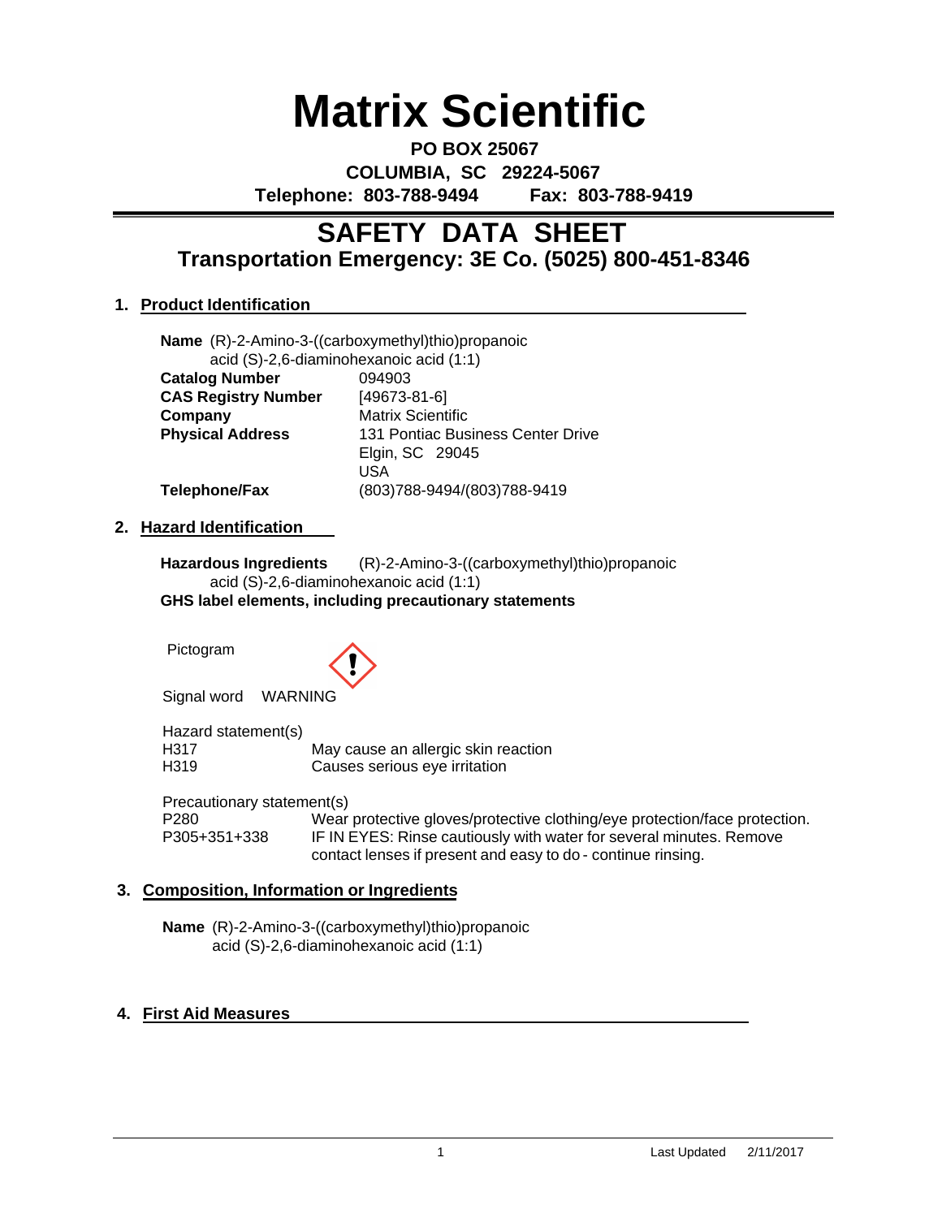# Matrix Scientific

**PO BOX 25067**
**COLUMBIA, SC 29224-5067**
**Telephone: 803-788-9494 Fax: 803-788-9419**

## SAFETY DATA SHEET
### Transportation Emergency: 3E Co. (5025) 800-451-8346

### 1. Product Identification

**Name** (R)-2-Amino-3-((carboxymethyl)thio)propanoic acid (S)-2,6-diaminohexanoic acid (1:1)

| | |
|---|---|
| **Catalog Number** | 094903 |
| **CAS Registry Number** | [49673-81-6] |
| **Company** | Matrix Scientific |
| **Physical Address** | 131 Pontiac Business Center Drive<br>Elgin, SC 29045<br>USA |
| **Telephone/Fax** | (803)788-9494/(803)788-9419 |

### 2. Hazard Identification

**Hazardous Ingredients** (R)-2-Amino-3-((carboxymethyl)thio)propanoic acid (S)-2,6-diaminohexanoic acid (1:1)

**GHS label elements, including precautionary statements**

Pictogram

Signal word WARNING

Hazard statement(s)

| | |
|---|---|
| H317 | May cause an allergic skin reaction |
| H319 | Causes serious eye irritation |

Precautionary statement(s)

| | |
|---|---|
| P280 | Wear protective gloves/protective clothing/eye protection/face protection. |
| P305+351+338 | IF IN EYES: Rinse cautiously with water for several minutes. Remove contact lenses if present and easy to do - continue rinsing. |

### 3. Composition, Information or Ingredients

**Name** (R)-2-Amino-3-((carboxymethyl)thio)propanoic acid (S)-2,6-diaminohexanoic acid (1:1)

### 4. First Aid Measures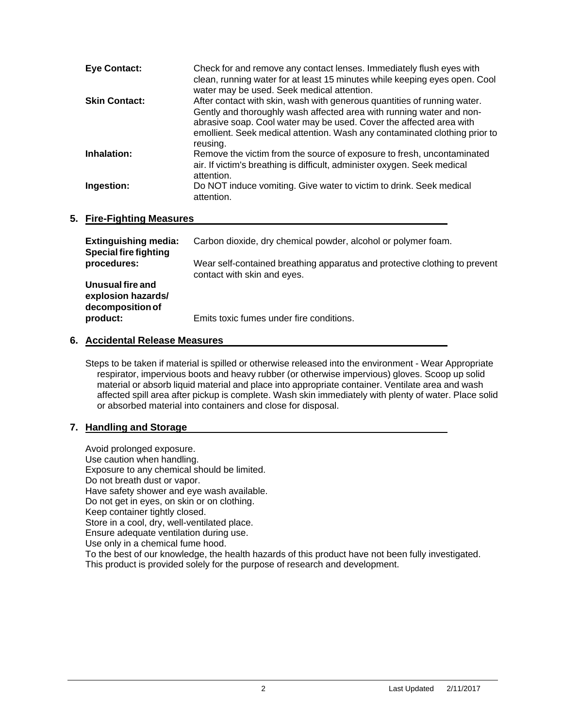**Eye Contact:** Check for and remove any contact lenses. Immediately flush eyes with clean, running water for at least 15 minutes while keeping eyes open. Cool water may be used. Seek medical attention.

**Skin Contact:** After contact with skin, wash with generous quantities of running water. Gently and thoroughly wash affected area with running water and non-abrasive soap. Cool water may be used. Cover the affected area with emollient. Seek medical attention. Wash any contaminated clothing prior to reusing.

**Inhalation:** Remove the victim from the source of exposure to fresh, uncontaminated air. If victim's breathing is difficult, administer oxygen. Seek medical attention.

**Ingestion:** Do NOT induce vomiting. Give water to victim to drink. Seek medical attention.

## 5. Fire-Fighting Measures

**Extinguishing media:** Carbon dioxide, dry chemical powder, alcohol or polymer foam.

**Special fire fighting procedures:** Wear self-contained breathing apparatus and protective clothing to prevent contact with skin and eyes.

**Unusual fire and explosion hazards/ decomposition of product:** Emits toxic fumes under fire conditions.

## 6. Accidental Release Measures

Steps to be taken if material is spilled or otherwise released into the environment - Wear Appropriate respirator, impervious boots and heavy rubber (or otherwise impervious) gloves. Scoop up solid material or absorb liquid material and place into appropriate container. Ventilate area and wash affected spill area after pickup is complete. Wash skin immediately with plenty of water. Place solid or absorbed material into containers and close for disposal.

## 7. Handling and Storage

Avoid prolonged exposure.
Use caution when handling.
Exposure to any chemical should be limited.
Do not breath dust or vapor.
Have safety shower and eye wash available.
Do not get in eyes, on skin or on clothing.
Keep container tightly closed.
Store in a cool, dry, well-ventilated place.
Ensure adequate ventilation during use.
Use only in a chemical fume hood.
To the best of our knowledge, the health hazards of this product have not been fully investigated.
This product is provided solely for the purpose of research and development.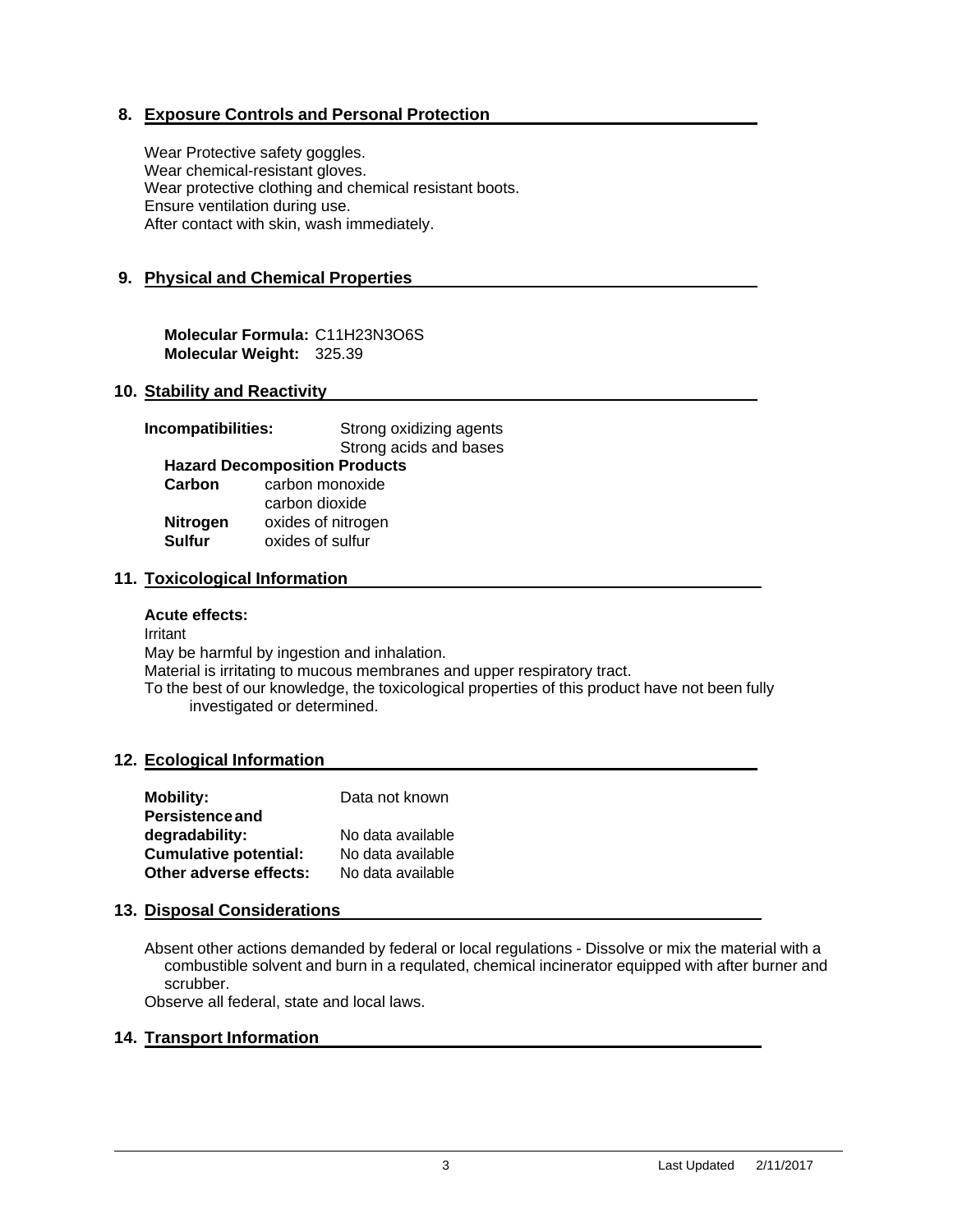## 8. Exposure Controls and Personal Protection

Wear Protective safety goggles.
Wear chemical-resistant gloves.
Wear protective clothing and chemical resistant boots.
Ensure ventilation during use.
After contact with skin, wash immediately.

## 9. Physical and Chemical Properties

**Molecular Formula:** $C_{11}H_{23}N_3O_6S$
**Molecular Weight:** 325.39

## 10. Stability and Reactivity

**Incompatibilities:** Strong oxidizing agents
Strong acids and bases

**Hazard Decomposition Products**

| | |
|---|---|
| **Carbon** | carbon monoxide |
| | carbon dioxide |
| **Nitrogen** | oxides of nitrogen |
| **Sulfur** | oxides of sulfur |

## 11. Toxicological Information

**Acute effects:**

Irritant
May be harmful by ingestion and inhalation.
Material is irritating to mucous membranes and upper respiratory tract.
To the best of our knowledge, the toxicological properties of this product have not been fully investigated or determined.

## 12. Ecological Information

| | |
|---|---|
| **Mobility:** | Data not known |
| **Persistence and degradability:** | No data available |
| **Cumulative potential:** | No data available |
| **Other adverse effects:** | No data available |

## 13. Disposal Considerations

Absent other actions demanded by federal or local regulations - Dissolve or mix the material with a combustible solvent and burn in a requlated, chemical incinerator equipped with after burner and scrubber.
Observe all federal, state and local laws.

## 14. Transport Information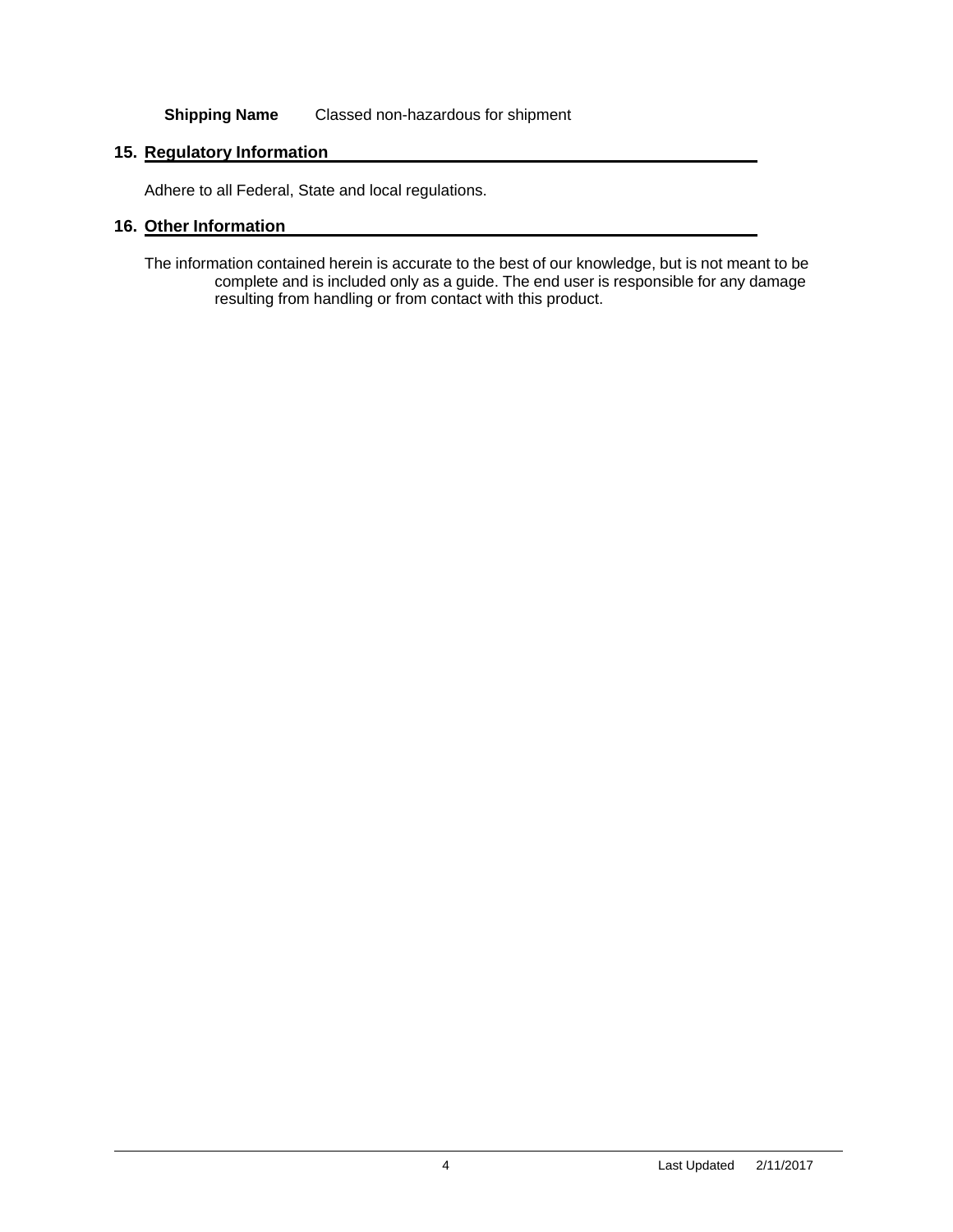**Shipping Name** Classed non-hazardous for shipment

## 15. Regulatory Information

Adhere to all Federal, State and local regulations.

## 16. Other Information

The information contained herein is accurate to the best of our knowledge, but is not meant to be complete and is included only as a guide. The end user is responsible for any damage resulting from handling or from contact with this product.